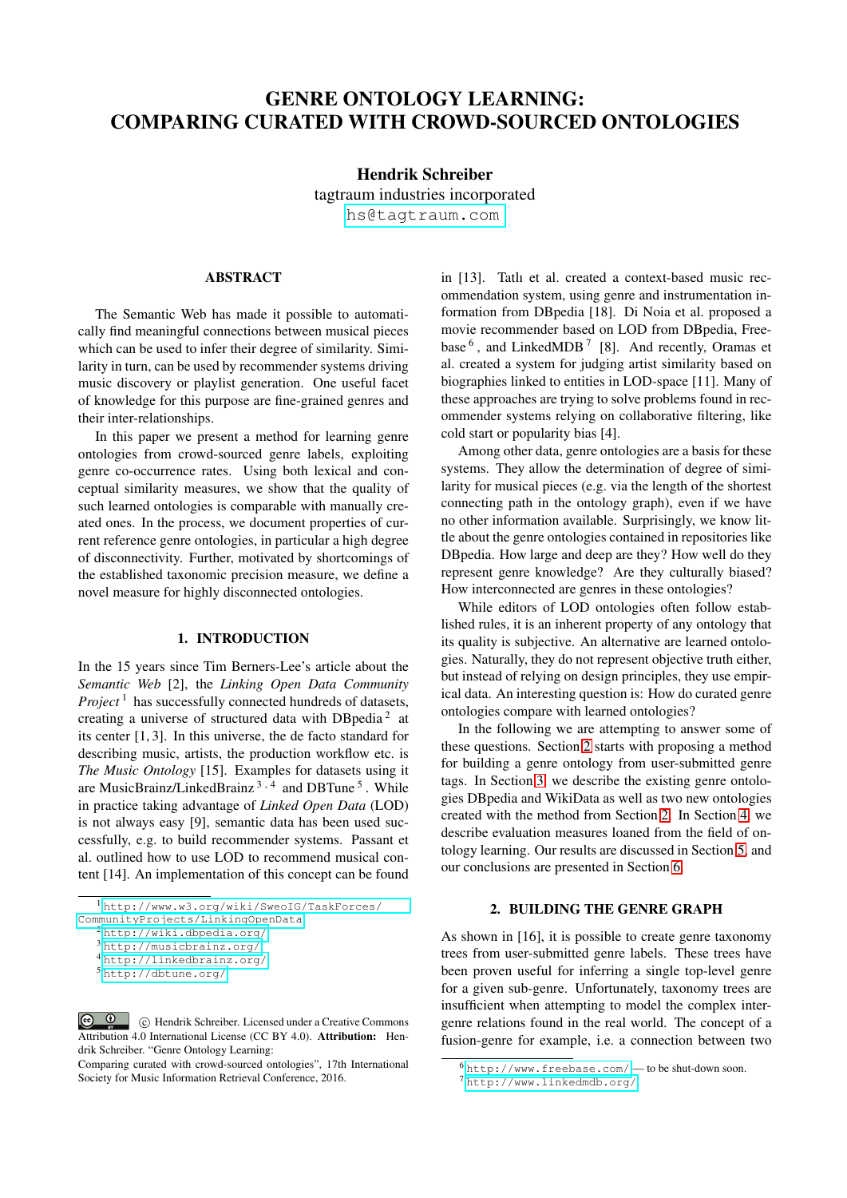# GENRE ONTOLOGY LEARNING: COMPARING CURATED WITH CROWD-SOURCED ONTOLOGIES

**Hendrik Schreiber**
tagtraum industries incorporated
hs@tagtraum.com

## ABSTRACT

The Semantic Web has made it possible to automatically find meaningful connections between musical pieces which can be used to infer their degree of similarity. Similarity in turn, can be used by recommender systems driving music discovery or playlist generation. One useful facet of knowledge for this purpose are fine-grained genres and their inter-relationships.

In this paper we present a method for learning genre ontologies from crowd-sourced genre labels, exploiting genre co-occurrence rates. Using both lexical and conceptual similarity measures, we show that the quality of such learned ontologies is comparable with manually created ones. In the process, we document properties of current reference genre ontologies, in particular a high degree of disconnectivity. Further, motivated by shortcomings of the established taxonomic precision measure, we define a novel measure for highly disconnected ontologies.

## 1. INTRODUCTION

In the 15 years since Tim Berners-Lee's article about the *Semantic Web* [2], the *Linking Open Data Community Project* [1] has successfully connected hundreds of datasets, creating a universe of structured data with DBpedia [2] at its center [1, 3]. In this universe, the de facto standard for describing music, artists, the production workflow etc. is *The Music Ontology* [15]. Examples for datasets using it are MusicBrainz/LinkedBrainz [3], [4] and DBTune [5]. While in practice taking advantage of *Linked Open Data* (LOD) is not always easy [9], semantic data has been used successfully, e.g. to build recommender systems. Passant et al. outlined how to use LOD to recommend musical content [14]. An implementation of this concept can be found in [13]. Tatlı et al. created a context-based music recommendation system, using genre and instrumentation information from DBpedia [18]. Di Noia et al. proposed a movie recommender based on LOD from DBpedia, Freebase [6], and LinkedMDB [7] [8]. And recently, Oramas et al. created a system for judging artist similarity based on biographies linked to entities in LOD-space [11]. Many of these approaches are trying to solve problems found in recommender systems relying on collaborative filtering, like cold start or popularity bias [4].

Among other data, genre ontologies are a basis for these systems. They allow the determination of degree of similarity for musical pieces (e.g. via the length of the shortest connecting path in the ontology graph), even if we have no other information available. Surprisingly, we know little about the genre ontologies contained in repositories like DBpedia. How large and deep are they? How well do they represent genre knowledge? Are they culturally biased? How interconnected are genres in these ontologies?

While editors of LOD ontologies often follow established rules, it is an inherent property of any ontology that its quality is subjective. An alternative are learned ontologies. Naturally, they do not represent objective truth either, but instead of relying on design principles, they use empirical data. An interesting question is: How do curated genre ontologies compare with learned ontologies?

In the following we are attempting to answer some of these questions. Section 2 starts with proposing a method for building a genre ontology from user-submitted genre tags. In Section 3 we describe the existing genre ontologies DBpedia and WikiData as well as two new ontologies created with the method from Section 2. In Section 4 we describe evaluation measures loaned from the field of ontology learning. Our results are discussed in Section 5 and our conclusions are presented in Section 6.

## 2. BUILDING THE GENRE GRAPH

As shown in [16], it is possible to create genre taxonomy trees from user-submitted genre labels. These trees have been proven useful for inferring a single top-level genre for a given sub-genre. Unfortunately, taxonomy trees are insufficient when attempting to model the complex inter-genre relations found in the real world. The concept of a fusion-genre for example, i.e. a connection between two

---

[1] http://www.w3.org/wiki/SweoIG/TaskForces/CommunityProjects/LinkingOpenData
[2] http://wiki.dbpedia.org/
[3] http://musicbrainz.org/
[4] http://linkedbrainz.org/
[5] http://dbtune.org/
[6] http://www.freebase.com/ — to be shut-down soon.
[7] http://www.linkedmdb.org/

© Hendrik Schreiber. Licensed under a Creative Commons Attribution 4.0 International License (CC BY 4.0). **Attribution:** Hendrik Schreiber. "Genre Ontology Learning: Comparing curated with crowd-sourced ontologies", 17th International Society for Music Information Retrieval Conference, 2016.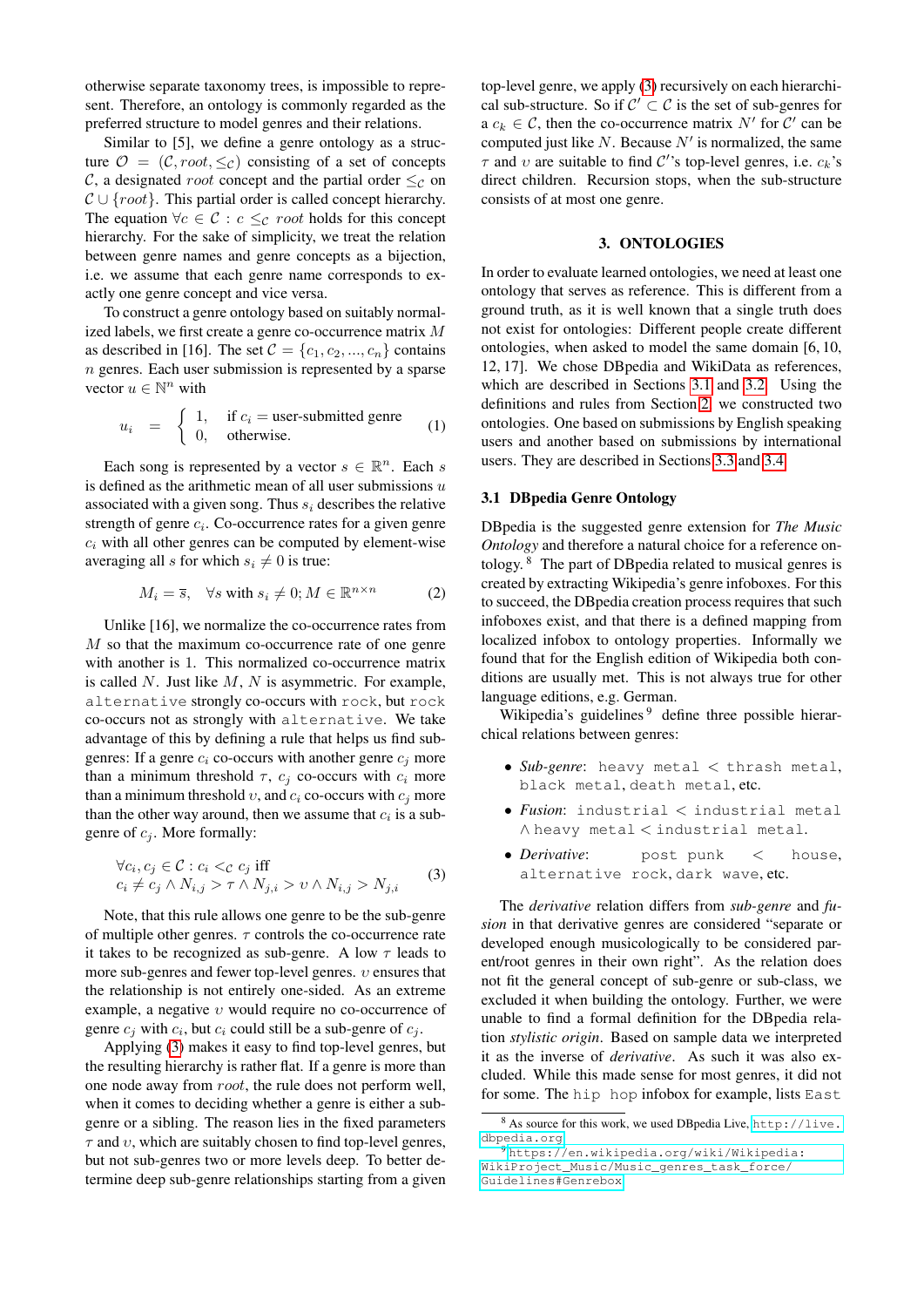otherwise separate taxonomy trees, is impossible to represent. Therefore, an ontology is commonly regarded as the preferred structure to model genres and their relations.

Similar to [5], we define a genre ontology as a structure $\mathcal{O} = (\mathcal{C}, root, \leq_{\mathcal{C}})$ consisting of a set of concepts $\mathcal{C}$, a designated $root$ concept and the partial order $\leq_{\mathcal{C}}$ on $\mathcal{C} \cup \{root\}$. This partial order is called concept hierarchy. The equation $\forall c \in \mathcal{C} : c \leq_{\mathcal{C}} root$ holds for this concept hierarchy. For the sake of simplicity, we treat the relation between genre names and genre concepts as a bijection, i.e. we assume that each genre name corresponds to exactly one genre concept and vice versa.

To construct a genre ontology based on suitably normalized labels, we first create a genre co-occurrence matrix $M$ as described in [16]. The set $\mathcal{C} = \{c_1, c_2, ..., c_n\}$ contains $n$ genres. Each user submission is represented by a sparse vector $u \in \mathbb{N}^n$ with

$$u_i = \begin{cases} 1, & \text{if } c_i = \text{user-submitted genre} \\ 0, & \text{otherwise.} \end{cases} \tag{1}$$

Each song is represented by a vector $s \in \mathbb{R}^n$. Each $s$ is defined as the arithmetic mean of all user submissions $u$ associated with a given song. Thus $s_i$ describes the relative strength of genre $c_i$. Co-occurrence rates for a given genre $c_i$ with all other genres can be computed by element-wise averaging all $s$ for which $s_i \neq 0$ is true:

$$M_i = \overline{s}, \quad \forall s \text{ with } s_i \neq 0; M \in \mathbb{R}^{n \times n} \tag{2}$$

Unlike [16], we normalize the co-occurrence rates from $M$ so that the maximum co-occurrence rate of one genre with another is 1. This normalized co-occurrence matrix is called $N$. Just like $M$, $N$ is asymmetric. For example, `alternative` strongly co-occurs with `rock`, but `rock` co-occurs not as strongly with `alternative`. We take advantage of this by defining a rule that helps us find sub-genres: If a genre $c_i$ co-occurs with another genre $c_j$ more than a minimum threshold $\tau$, $c_j$ co-occurs with $c_i$ more than a minimum threshold $\upsilon$, and $c_i$ co-occurs with $c_j$ more than the other way around, then we assume that $c_i$ is a sub-genre of $c_j$. More formally:

$$\begin{aligned} &\forall c_i, c_j \in \mathcal{C} : c_i <_{\mathcal{C}} c_j \text{ iff} \\ &c_i \neq c_j \wedge N_{i,j} > \tau \wedge N_{j,i} > \upsilon \wedge N_{i,j} > N_{j,i} \end{aligned} \tag{3}$$

Note, that this rule allows one genre to be the sub-genre of multiple other genres. $\tau$ controls the co-occurrence rate it takes to be recognized as sub-genre. A low $\tau$ leads to more sub-genres and fewer top-level genres. $\upsilon$ ensures that the relationship is not entirely one-sided. As an extreme example, a negative $\upsilon$ would require no co-occurrence of genre $c_j$ with $c_i$, but $c_i$ could still be a sub-genre of $c_j$.

Applying (3) makes it easy to find top-level genres, but the resulting hierarchy is rather flat. If a genre is more than one node away from $root$, the rule does not perform well, when it comes to deciding whether a genre is either a sub-genre or a sibling. The reason lies in the fixed parameters $\tau$ and $\upsilon$, which are suitably chosen to find top-level genres, but not sub-genres two or more levels deep. To better determine deep sub-genre relationships starting from a given top-level genre, we apply (3) recursively on each hierarchical sub-structure. So if $\mathcal{C}' \subset \mathcal{C}$ is the set of sub-genres for a $c_k \in \mathcal{C}$, then the co-occurrence matrix $N'$ for $\mathcal{C}'$ can be computed just like $N$. Because $N'$ is normalized, the same $\tau$ and $\upsilon$ are suitable to find $\mathcal{C}'$'s top-level genres, i.e. $c_k$'s direct children. Recursion stops, when the sub-structure consists of at most one genre.

## 3. ONTOLOGIES

In order to evaluate learned ontologies, we need at least one ontology that serves as reference. This is different from a ground truth, as it is well known that a single truth does not exist for ontologies: Different people create different ontologies, when asked to model the same domain [6, 10, 12, 17]. We chose DBpedia and WikiData as references, which are described in Sections 3.1 and 3.2. Using the definitions and rules from Section 2 we constructed two ontologies. One based on submissions by English speaking users and another based on submissions by international users. They are described in Sections 3.3 and 3.4.

### 3.1 DBpedia Genre Ontology

DBpedia is the suggested genre extension for *The Music Ontology* and therefore a natural choice for a reference ontology. [8] The part of DBpedia related to musical genres is created by extracting Wikipedia's genre infoboxes. For this to succeed, the DBpedia creation process requires that such infoboxes exist, and that there is a defined mapping from localized infobox to ontology properties. Informally we found that for the English edition of Wikipedia both conditions are usually met. This is not always true for other language editions, e.g. German.

Wikipedia's guidelines [9] define three possible hierarchical relations between genres:

- *Sub-genre*: `heavy metal` < `thrash metal`, `black metal`, `death metal`, etc.
- *Fusion*: `industrial` < `industrial metal` ∧ `heavy metal` < `industrial metal`.
- *Derivative*: `post punk` < `house`, `alternative rock`, `dark wave`, etc.

The *derivative* relation differs from *sub-genre* and *fusion* in that derivative genres are considered "separate or developed enough musicologically to be considered parent/root genres in their own right". As the relation does not fit the general concept of sub-genre or sub-class, we excluded it when building the ontology. Further, we were unable to find a formal definition for the DBpedia relation *stylistic origin*. Based on sample data we interpreted it as the inverse of *derivative*. As such it was also excluded. While this made sense for most genres, it did not for some. The `hip hop` infobox for example, lists `East`

[8] As source for this work, we used DBpedia Live, http://live.dbpedia.org

[9] https://en.wikipedia.org/wiki/Wikipedia:WikiProject_Music/Music_genres_task_force/Guidelines#Genrebox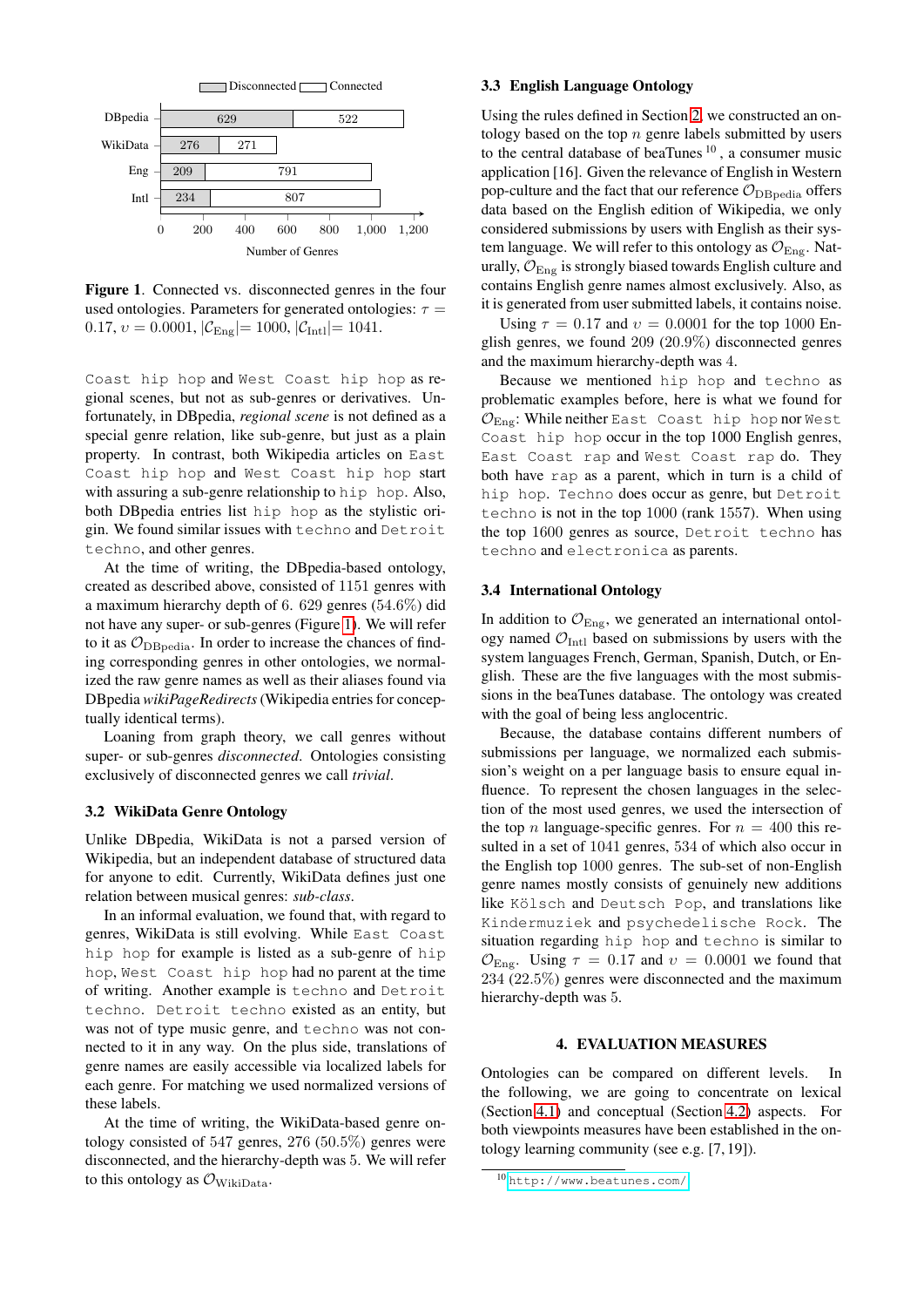Figure 1. Connected vs. disconnected genres in the four used ontologies. Parameters for generated ontologies: $\tau = 0.17$, $\upsilon = 0.0001$, $|\mathcal{C}_{\text{Eng}}| = 1000$, $|\mathcal{C}_{\text{Intl}}| = 1041$.

`Coast hip hop` and `West Coast hip hop` as regional scenes, but not as sub-genres or derivatives. Unfortunately, in DBpedia, *regional scene* is not defined as a special genre relation, like sub-genre, but just as a plain property. In contrast, both Wikipedia articles on `East Coast hip hop` and `West Coast hip hop` start with assuring a sub-genre relationship to `hip hop`. Also, both DBpedia entries list `hip hop` as the stylistic origin. We found similar issues with `techno` and `Detroit techno`, and other genres.

At the time of writing, the DBpedia-based ontology, created as described above, consisted of 1151 genres with a maximum hierarchy depth of 6. 629 genres (54.6%) did not have any super- or sub-genres (Figure 1). We will refer to it as $\mathcal{O}_{\text{DBpedia}}$. In order to increase the chances of finding corresponding genres in other ontologies, we normalized the raw genre names as well as their aliases found via DBpedia *wikiPageRedirects* (Wikipedia entries for conceptually identical terms).

Loaning from graph theory, we call genres without super- or sub-genres *disconnected*. Ontologies consisting exclusively of disconnected genres we call *trivial*.

### 3.2 WikiData Genre Ontology

Unlike DBpedia, WikiData is not a parsed version of Wikipedia, but an independent database of structured data for anyone to edit. Currently, WikiData defines just one relation between musical genres: *sub-class*.

In an informal evaluation, we found that, with regard to genres, WikiData is still evolving. While `East Coast hip hop` for example is listed as a sub-genre of `hip hop`, `West Coast hip hop` had no parent at the time of writing. Another example is `techno` and `Detroit techno`. `Detroit techno` existed as an entity, but was not of type music genre, and `techno` was not connected to it in any way. On the plus side, translations of genre names are easily accessible via localized labels for each genre. For matching we used normalized versions of these labels.

At the time of writing, the WikiData-based genre ontology consisted of 547 genres, 276 (50.5%) genres were disconnected, and the hierarchy-depth was 5. We will refer to this ontology as $\mathcal{O}_{\text{WikiData}}$.

### 3.3 English Language Ontology

Using the rules defined in Section 2, we constructed an ontology based on the top $n$ genre labels submitted by users to the central database of beaTunes [10], a consumer music application [16]. Given the relevance of English in Western pop-culture and the fact that our reference $\mathcal{O}_{\text{DBpedia}}$ offers data based on the English edition of Wikipedia, we only considered submissions by users with English as their system language. We will refer to this ontology as $\mathcal{O}_{\text{Eng}}$. Naturally, $\mathcal{O}_{\text{Eng}}$ is strongly biased towards English culture and contains English genre names almost exclusively. Also, as it is generated from user submitted labels, it contains noise.

Using $\tau = 0.17$ and $\upsilon = 0.0001$ for the top 1000 English genres, we found 209 (20.9%) disconnected genres and the maximum hierarchy-depth was 4.

Because we mentioned `hip hop` and `techno` as problematic examples before, here is what we found for $\mathcal{O}_{\text{Eng}}$: While neither `East Coast hip hop` nor `West Coast hip hop` occur in the top 1000 English genres, `East Coast rap` and `West Coast rap` do. They both have `rap` as a parent, which in turn is a child of `hip hop`. `Techno` does occur as genre, but `Detroit techno` is not in the top 1000 (rank 1557). When using the top 1600 genres as source, `Detroit techno` has `techno` and `electronica` as parents.

### 3.4 International Ontology

In addition to $\mathcal{O}_{\text{Eng}}$, we generated an international ontology named $\mathcal{O}_{\text{Intl}}$ based on submissions by users with the system languages French, German, Spanish, Dutch, or English. These are the five languages with the most submissions in the beaTunes database. The ontology was created with the goal of being less anglocentric.

Because, the database contains different numbers of submissions per language, we normalized each submission's weight on a per language basis to ensure equal influence. To represent the chosen languages in the selection of the most used genres, we used the intersection of the top $n$ language-specific genres. For $n = 400$ this resulted in a set of 1041 genres, 534 of which also occur in the English top 1000 genres. The sub-set of non-English genre names mostly consists of genuinely new additions like `Kölsch` and `Deutsch Pop`, and translations like `Kindermuziek` and `psychedelische Rock`. The situation regarding `hip hop` and `techno` is similar to $\mathcal{O}_{\text{Eng}}$. Using $\tau = 0.17$ and $\upsilon = 0.0001$ we found that 234 (22.5%) genres were disconnected and the maximum hierarchy-depth was 5.

## 4. EVALUATION MEASURES

Ontologies can be compared on different levels. In the following, we are going to concentrate on lexical (Section 4.1) and conceptual (Section 4.2) aspects. For both viewpoints measures have been established in the ontology learning community (see e.g. [7, 19]).

[10] http://www.beatunes.com/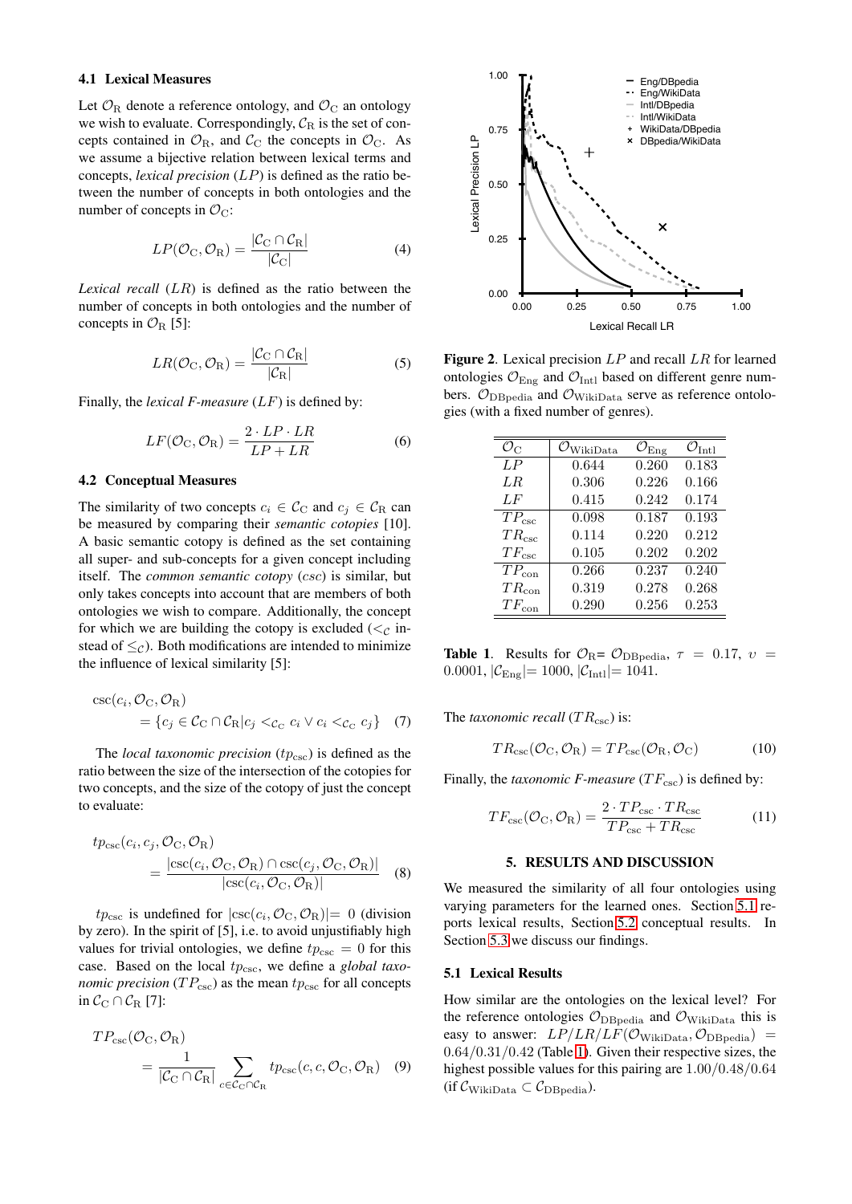### 4.1 Lexical Measures

Let $\mathcal{O}_\mathrm{R}$ denote a reference ontology, and $\mathcal{O}_\mathrm{C}$ an ontology we wish to evaluate. Correspondingly, $\mathcal{C}_\mathrm{R}$ is the set of concepts contained in $\mathcal{O}_\mathrm{R}$, and $\mathcal{C}_\mathrm{C}$ the concepts in $\mathcal{O}_\mathrm{C}$. As we assume a bijective relation between lexical terms and concepts, *lexical precision* ($LP$) is defined as the ratio between the number of concepts in both ontologies and the number of concepts in $\mathcal{O}_\mathrm{C}$:

$$LP(\mathcal{O}_\mathrm{C}, \mathcal{O}_\mathrm{R}) = \frac{|\mathcal{C}_\mathrm{C} \cap \mathcal{C}_\mathrm{R}|}{|\mathcal{C}_\mathrm{C}|} \quad (4)$$

*Lexical recall* ($LR$) is defined as the ratio between the number of concepts in both ontologies and the number of concepts in $\mathcal{O}_\mathrm{R}$ [5]:

$$LR(\mathcal{O}_\mathrm{C}, \mathcal{O}_\mathrm{R}) = \frac{|\mathcal{C}_\mathrm{C} \cap \mathcal{C}_\mathrm{R}|}{|\mathcal{C}_\mathrm{R}|} \quad (5)$$

Finally, the *lexical F-measure* ($LF$) is defined by:

$$LF(\mathcal{O}_\mathrm{C}, \mathcal{O}_\mathrm{R}) = \frac{2 \cdot LP \cdot LR}{LP + LR} \quad (6)$$

### 4.2 Conceptual Measures

The similarity of two concepts $c_i \in \mathcal{C}_\mathrm{C}$ and $c_j \in \mathcal{C}_\mathrm{R}$ can be measured by comparing their *semantic cotopies* [10]. A basic semantic cotopy is defined as the set containing all super- and sub-concepts for a given concept including itself. The *common semantic cotopy* (*csc*) is similar, but only takes concepts into account that are members of both ontologies we wish to compare. Additionally, the concept for which we are building the cotopy is excluded ($<_\mathcal{C}$ instead of $\leq_\mathcal{C}$). Both modifications are intended to minimize the influence of lexical similarity [5]:

$$\begin{aligned}&\mathrm{csc}(c_i, \mathcal{O}_\mathrm{C}, \mathcal{O}_\mathrm{R}) \\ &= \{c_j \in \mathcal{C}_\mathrm{C} \cap \mathcal{C}_\mathrm{R} | c_j <_{\mathcal{C}_\mathrm{C}} c_i \vee c_i <_{\mathcal{C}_\mathrm{C}} c_j\}\end{aligned} \quad (7)$$

The *local taxonomic precision* ($tp_\mathrm{csc}$) is defined as the ratio between the size of the intersection of the cotopies for two concepts, and the size of the cotopy of just the concept to evaluate:

$$\begin{aligned}&tp_\mathrm{csc}(c_i, c_j, \mathcal{O}_\mathrm{C}, \mathcal{O}_\mathrm{R}) \\ &= \frac{|\mathrm{csc}(c_i, \mathcal{O}_\mathrm{C}, \mathcal{O}_\mathrm{R}) \cap \mathrm{csc}(c_j, \mathcal{O}_\mathrm{C}, \mathcal{O}_\mathrm{R})|}{|\mathrm{csc}(c_i, \mathcal{O}_\mathrm{C}, \mathcal{O}_\mathrm{R})|}\end{aligned} \quad (8)$$

$tp_\mathrm{csc}$ is undefined for $|\mathrm{csc}(c_i, \mathcal{O}_\mathrm{C}, \mathcal{O}_\mathrm{R})| = 0$ (division by zero). In the spirit of [5], i.e. to avoid unjustifiably high values for trivial ontologies, we define $tp_\mathrm{csc} = 0$ for this case. Based on the local $tp_\mathrm{csc}$, we define a *global taxonomic precision* ($TP_\mathrm{csc}$) as the mean $tp_\mathrm{csc}$ for all concepts in $\mathcal{C}_\mathrm{C} \cap \mathcal{C}_\mathrm{R}$ [7]:

$$\begin{aligned}&TP_\mathrm{csc}(\mathcal{O}_\mathrm{C}, \mathcal{O}_\mathrm{R}) \\ &= \frac{1}{|\mathcal{C}_\mathrm{C} \cap \mathcal{C}_\mathrm{R}|} \sum_{c \in \mathcal{C}_\mathrm{C} \cap \mathcal{C}_\mathrm{R}} tp_\mathrm{csc}(c, c, \mathcal{O}_\mathrm{C}, \mathcal{O}_\mathrm{R})\end{aligned} \quad (9)$$

**Figure 2**. Lexical precision $LP$ and recall $LR$ for learned ontologies $\mathcal{O}_\mathrm{Eng}$ and $\mathcal{O}_\mathrm{Intl}$ based on different genre numbers. $\mathcal{O}_\mathrm{DBpedia}$ and $\mathcal{O}_\mathrm{WikiData}$ serve as reference ontologies (with a fixed number of genres).

| $\mathcal{O}_\mathrm{C}$ | $\mathcal{O}_\mathrm{WikiData}$ | $\mathcal{O}_\mathrm{Eng}$ | $\mathcal{O}_\mathrm{Intl}$ |
|---|---|---|---|
| $LP$ | 0.644 | 0.260 | 0.183 |
| $LR$ | 0.306 | 0.226 | 0.166 |
| $LF$ | 0.415 | 0.242 | 0.174 |
| $TP_\mathrm{csc}$ | 0.098 | 0.187 | 0.193 |
| $TR_\mathrm{csc}$ | 0.114 | 0.220 | 0.212 |
| $TF_\mathrm{csc}$ | 0.105 | 0.202 | 0.202 |
| $TP_\mathrm{con}$ | 0.266 | 0.237 | 0.240 |
| $TR_\mathrm{con}$ | 0.319 | 0.278 | 0.268 |
| $TF_\mathrm{con}$ | 0.290 | 0.256 | 0.253 |

**Table 1**. Results for $\mathcal{O}_\mathrm{R}$= $\mathcal{O}_\mathrm{DBpedia}$, $\tau = 0.17$, $\upsilon = 0.0001$, $|\mathcal{C}_\mathrm{Eng}|= 1000$, $|\mathcal{C}_\mathrm{Intl}|= 1041$.

The *taxonomic recall* ($TR_\mathrm{csc}$) is:

$$TR_\mathrm{csc}(\mathcal{O}_\mathrm{C}, \mathcal{O}_\mathrm{R}) = TP_\mathrm{csc}(\mathcal{O}_\mathrm{R}, \mathcal{O}_\mathrm{C}) \quad (10)$$

Finally, the *taxonomic F-measure* ($TF_\mathrm{csc}$) is defined by:

$$TF_\mathrm{csc}(\mathcal{O}_\mathrm{C}, \mathcal{O}_\mathrm{R}) = \frac{2 \cdot TP_\mathrm{csc} \cdot TR_\mathrm{csc}}{TP_\mathrm{csc} + TR_\mathrm{csc}} \quad (11)$$

## 5. RESULTS AND DISCUSSION

We measured the similarity of all four ontologies using varying parameters for the learned ones. Section 5.1 reports lexical results, Section 5.2 conceptual results. In Section 5.3 we discuss our findings.

### 5.1 Lexical Results

How similar are the ontologies on the lexical level? For the reference ontologies $\mathcal{O}_\mathrm{DBpedia}$ and $\mathcal{O}_\mathrm{WikiData}$ this is easy to answer: $LP/LR/LF(\mathcal{O}_\mathrm{WikiData}, \mathcal{O}_\mathrm{DBpedia}) = 0.64/0.31/0.42$ (Table 1). Given their respective sizes, the highest possible values for this pairing are $1.00/0.48/0.64$ (if $\mathcal{C}_\mathrm{WikiData} \subset \mathcal{C}_\mathrm{DBpedia}$).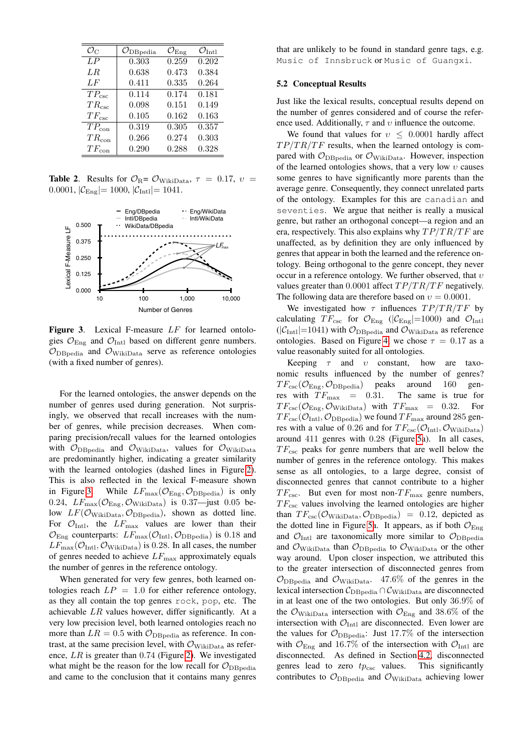| $\mathcal{O}_{\mathrm{C}}$ | $\mathcal{O}_{\mathrm{DBpedia}}$ | $\mathcal{O}_{\mathrm{Eng}}$ | $\mathcal{O}_{\mathrm{Intl}}$ |
|---|---|---|---|
| $LP$ | 0.303 | 0.259 | 0.202 |
| $LR$ | 0.638 | 0.473 | 0.384 |
| $LF$ | 0.411 | 0.335 | 0.264 |
| $TP_{\mathrm{csc}}$ | 0.114 | 0.174 | 0.181 |
| $TR_{\mathrm{csc}}$ | 0.098 | 0.151 | 0.149 |
| $TF_{\mathrm{csc}}$ | 0.105 | 0.162 | 0.163 |
| $TP_{\mathrm{con}}$ | 0.319 | 0.305 | 0.357 |
| $TR_{\mathrm{con}}$ | 0.266 | 0.274 | 0.303 |
| $TF_{\mathrm{con}}$ | 0.290 | 0.288 | 0.328 |

**Table 2.** Results for $\mathcal{O}_{\mathrm{R}} = \mathcal{O}_{\mathrm{WikiData}}$, $\tau = 0.17$, $\upsilon = 0.0001$, $|\mathcal{C}_{\mathrm{Eng}}| = 1000$, $|\mathcal{C}_{\mathrm{Intl}}| = 1041$.

**Figure 3.** Lexical F-measure $LF$ for learned ontologies $\mathcal{O}_{\mathrm{Eng}}$ and $\mathcal{O}_{\mathrm{Intl}}$ based on different genre numbers. $\mathcal{O}_{\mathrm{DBpedia}}$ and $\mathcal{O}_{\mathrm{WikiData}}$ serve as reference ontologies (with a fixed number of genres).

For the learned ontologies, the answer depends on the number of genres used during generation. Not surprisingly, we observed that recall increases with the number of genres, while precision decreases. When comparing precision/recall values for the learned ontologies with $\mathcal{O}_{\mathrm{DBpedia}}$ and $\mathcal{O}_{\mathrm{WikiData}}$, values for $\mathcal{O}_{\mathrm{WikiData}}$ are predominantly higher, indicating a greater similarity with the learned ontologies (dashed lines in Figure 2). This is also reflected in the lexical F-measure shown in Figure 3. While $LF_{\max}(\mathcal{O}_{\mathrm{Eng}}, \mathcal{O}_{\mathrm{DBpedia}})$ is only 0.24, $LF_{\max}(\mathcal{O}_{\mathrm{Eng}}, \mathcal{O}_{\mathrm{WikiData}})$ is 0.37—just 0.05 below $LF(\mathcal{O}_{\mathrm{WikiData}}, \mathcal{O}_{\mathrm{DBpedia}})$, shown as dotted line. For $\mathcal{O}_{\mathrm{Intl}}$, the $LF_{\max}$ values are lower than their $\mathcal{O}_{\mathrm{Eng}}$ counterparts: $LF_{\max}(\mathcal{O}_{\mathrm{Intl}}, \mathcal{O}_{\mathrm{DBpedia}})$ is 0.18 and $LF_{\max}(\mathcal{O}_{\mathrm{Intl}}, \mathcal{O}_{\mathrm{WikiData}})$ is 0.28. In all cases, the number of genres needed to achieve $LF_{\max}$ approximately equals the number of genres in the reference ontology.

When generated for very few genres, both learned ontologies reach $LP = 1.0$ for either reference ontology, as they all contain the top genres `rock`, `pop`, etc. The achievable $LR$ values however, differ significantly. At a very low precision level, both learned ontologies reach no more than $LR = 0.5$ with $\mathcal{O}_{\mathrm{DBpedia}}$ as reference. In contrast, at the same precision level, with $\mathcal{O}_{\mathrm{WikiData}}$ as reference, $LR$ is greater than 0.74 (Figure 2). We investigated what might be the reason for the low recall for $\mathcal{O}_{\mathrm{DBpedia}}$ and came to the conclusion that it contains many genres that are unlikely to be found in standard genre tags, e.g. `Music of Innsbruck` or `Music of Guangxi`.

### 5.2 Conceptual Results

Just like the lexical results, conceptual results depend on the number of genres considered and of course the reference used. Additionally, $\tau$ and $\upsilon$ influence the outcome.

We found that values for $\upsilon \leq 0.0001$ hardly affect $TP/TR/TF$ results, when the learned ontology is compared with $\mathcal{O}_{\mathrm{DBpedia}}$ or $\mathcal{O}_{\mathrm{WikiData}}$. However, inspection of the learned ontologies shows, that a very low $\upsilon$ causes some genres to have significantly more parents than the average genre. Consequently, they connect unrelated parts of the ontology. Examples for this are `canadian` and `seventies`. We argue that neither is really a musical genre, but rather an orthogonal concept—a region and an era, respectively. This also explains why $TP/TR/TF$ are unaffected, as by definition they are only influenced by genres that appear in both the learned and the reference ontology. Being orthogonal to the genre concept, they never occur in a reference ontology. We further observed, that $\upsilon$ values greater than 0.0001 affect $TP/TR/TF$ negatively. The following data are therefore based on $\upsilon = 0.0001$.

We investigated how $\tau$ influences $TP/TR/TF$ by calculating $TF_{\mathrm{csc}}$ for $\mathcal{O}_{\mathrm{Eng}}$ ($|\mathcal{C}_{\mathrm{Eng}}|$=1000) and $\mathcal{O}_{\mathrm{Intl}}$ ($|\mathcal{C}_{\mathrm{Intl}}|$=1041) with $\mathcal{O}_{\mathrm{DBpedia}}$ and $\mathcal{O}_{\mathrm{WikiData}}$ as reference ontologies. Based on Figure 4, we chose $\tau = 0.17$ as a value reasonably suited for all ontologies.

Keeping $\tau$ and $\upsilon$ constant, how are taxonomic results influenced by the number of genres? $TF_{\mathrm{csc}}(\mathcal{O}_{\mathrm{Eng}}, \mathcal{O}_{\mathrm{DBpedia}})$ peaks around 160 genres with $TF_{\max} = 0.31$. The same is true for $TF_{\mathrm{csc}}(\mathcal{O}_{\mathrm{Eng}}, \mathcal{O}_{\mathrm{WikiData}})$ with $TF_{\max} = 0.32$. For $TF_{\mathrm{csc}}(\mathcal{O}_{\mathrm{Intl}}, \mathcal{O}_{\mathrm{DBpedia}})$ we found $TF_{\max}$ around 285 genres with a value of 0.26 and for $TF_{\mathrm{csc}}(\mathcal{O}_{\mathrm{Intl}}, \mathcal{O}_{\mathrm{WikiData}})$ around 411 genres with 0.28 (Figure 5a). In all cases, $TF_{\mathrm{csc}}$ peaks for genre numbers that are well below the number of genres in the reference ontology. This makes sense as all ontologies, to a large degree, consist of disconnected genres that cannot contribute to a higher $TF_{\mathrm{csc}}$. But even for most non-$TF_{\max}$ genre numbers, $TF_{\mathrm{csc}}$ values involving the learned ontologies are higher than $TF_{\mathrm{csc}}(\mathcal{O}_{\mathrm{WikiData}}, \mathcal{O}_{\mathrm{DBpedia}}) = 0.12$, depicted as the dotted line in Figure 5a. It appears, as if both $\mathcal{O}_{\mathrm{Eng}}$ and $\mathcal{O}_{\mathrm{Intl}}$ are taxonomically more similar to $\mathcal{O}_{\mathrm{DBpedia}}$ and $\mathcal{O}_{\mathrm{WikiData}}$ than $\mathcal{O}_{\mathrm{DBpedia}}$ to $\mathcal{O}_{\mathrm{WikiData}}$ or the other way around. Upon closer inspection, we attributed this to the greater intersection of disconnected genres from $\mathcal{O}_{\mathrm{DBpedia}}$ and $\mathcal{O}_{\mathrm{WikiData}}$. 47.6% of the genres in the lexical intersection $\mathcal{C}_{\mathrm{DBpedia}} \cap \mathcal{C}_{\mathrm{WikiData}}$ are disconnected in at least one of the two ontologies. But only 36.9% of the $\mathcal{O}_{\mathrm{WikiData}}$ intersection with $\mathcal{O}_{\mathrm{Eng}}$ and 38.6% of the intersection with $\mathcal{O}_{\mathrm{Intl}}$ are disconnected. Even lower are the values for $\mathcal{O}_{\mathrm{DBpedia}}$: Just 17.7% of the intersection with $\mathcal{O}_{\mathrm{Eng}}$ and 16.7% of the intersection with $\mathcal{O}_{\mathrm{Intl}}$ are disconnected. As defined in Section 4.2, disconnected genres lead to zero $tp_{\mathrm{csc}}$ values. This significantly contributes to $\mathcal{O}_{\mathrm{DBpedia}}$ and $\mathcal{O}_{\mathrm{WikiData}}$ achieving lower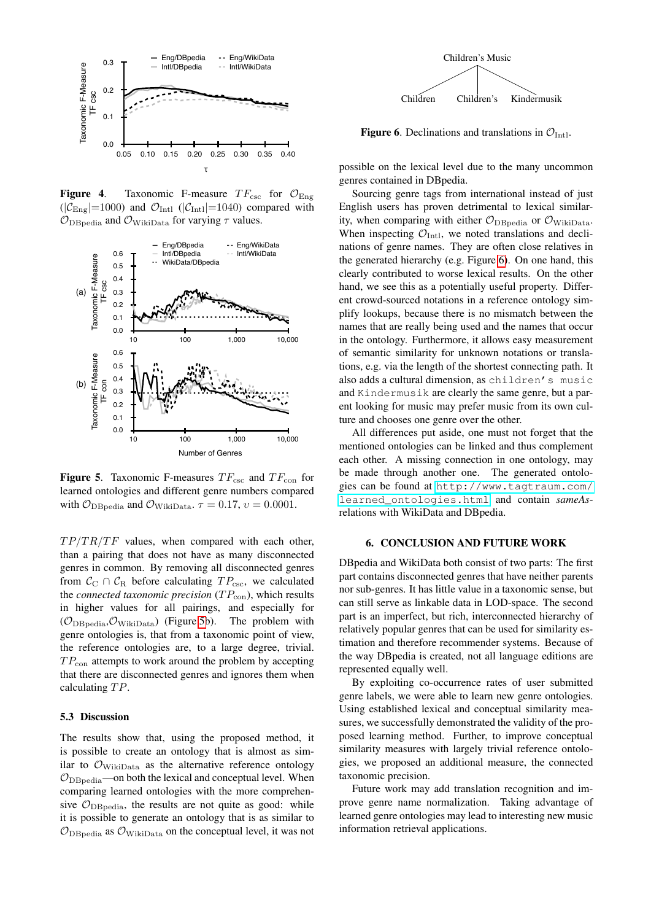**Figure 4**. Taxonomic F-measure $TF_{\text{csc}}$ for $\mathcal{O}_{\text{Eng}}$ ($|\mathcal{C}_{\text{Eng}}|$=1000) and $\mathcal{O}_{\text{Intl}}$ ($|\mathcal{C}_{\text{Intl}}|$=1040) compared with $\mathcal{O}_{\text{DBpedia}}$ and $\mathcal{O}_{\text{WikiData}}$ for varying $\tau$ values.

**Figure 5**. Taxonomic F-measures $TF_{\text{csc}}$ and $TF_{\text{con}}$ for learned ontologies and different genre numbers compared with $\mathcal{O}_{\text{DBpedia}}$ and $\mathcal{O}_{\text{WikiData}}$. $\tau = 0.17$, $\upsilon = 0.0001$.

$TP/TR/TF$ values, when compared with each other, than a pairing that does not have as many disconnected genres in common. By removing all disconnected genres from $\mathcal{C}_{\text{C}} \cap \mathcal{C}_{\text{R}}$ before calculating $TP_{\text{csc}}$, we calculated the *connected taxonomic precision* ($TP_{\text{con}}$), which results in higher values for all pairings, and especially for ($\mathcal{O}_{\text{DBpedia}}$,$\mathcal{O}_{\text{WikiData}}$) (Figure 5b). The problem with genre ontologies is, that from a taxonomic point of view, the reference ontologies are, to a large degree, trivial. $TP_{\text{con}}$ attempts to work around the problem by accepting that there are disconnected genres and ignores them when calculating $TP$.

### 5.3 Discussion

The results show that, using the proposed method, it is possible to create an ontology that is almost as similar to $\mathcal{O}_{\text{WikiData}}$ as the alternative reference ontology $\mathcal{O}_{\text{DBpedia}}$—on both the lexical and conceptual level. When comparing learned ontologies with the more comprehensive $\mathcal{O}_{\text{DBpedia}}$, the results are not quite as good: while it is possible to generate an ontology that is as similar to $\mathcal{O}_{\text{DBpedia}}$ as $\mathcal{O}_{\text{WikiData}}$ on the conceptual level, it was not possible on the lexical level due to the many uncommon genres contained in DBpedia.

**Figure 6**. Declinations and translations in $\mathcal{O}_{\text{Intl}}$.

Sourcing genre tags from international instead of just English users has proven detrimental to lexical similarity, when comparing with either $\mathcal{O}_{\text{DBpedia}}$ or $\mathcal{O}_{\text{WikiData}}$. When inspecting $\mathcal{O}_{\text{Intl}}$, we noted translations and declinations of genre names. They are often close relatives in the generated hierarchy (e.g. Figure 6). On one hand, this clearly contributed to worse lexical results. On the other hand, we see this as a potentially useful property. Different crowd-sourced notations in a reference ontology simplify lookups, because there is no mismatch between the names that are really being used and the names that occur in the ontology. Furthermore, it allows easy measurement of semantic similarity for unknown notations or translations, e.g. via the length of the shortest connecting path. It also adds a cultural dimension, as `children's music` and `Kindermusik` are clearly the same genre, but a parent looking for music may prefer music from its own culture and chooses one genre over the other.

All differences put aside, one must not forget that the mentioned ontologies can be linked and thus complement each other. A missing connection in one ontology, may be made through another one. The generated ontologies can be found at `http://www.tagtraum.com/learned_ontologies.html` and contain *sameAs*-relations with WikiData and DBpedia.

## 6. CONCLUSION AND FUTURE WORK

DBpedia and WikiData both consist of two parts: The first part contains disconnected genres that have neither parents nor sub-genres. It has little value in a taxonomic sense, but can still serve as linkable data in LOD-space. The second part is an imperfect, but rich, interconnected hierarchy of relatively popular genres that can be used for similarity estimation and therefore recommender systems. Because of the way DBpedia is created, not all language editions are represented equally well.

By exploiting co-occurrence rates of user submitted genre labels, we were able to learn new genre ontologies. Using established lexical and conceptual similarity measures, we successfully demonstrated the validity of the proposed learning method. Further, to improve conceptual similarity measures with largely trivial reference ontologies, we proposed an additional measure, the connected taxonomic precision.

Future work may add translation recognition and improve genre name normalization. Taking advantage of learned genre ontologies may lead to interesting new music information retrieval applications.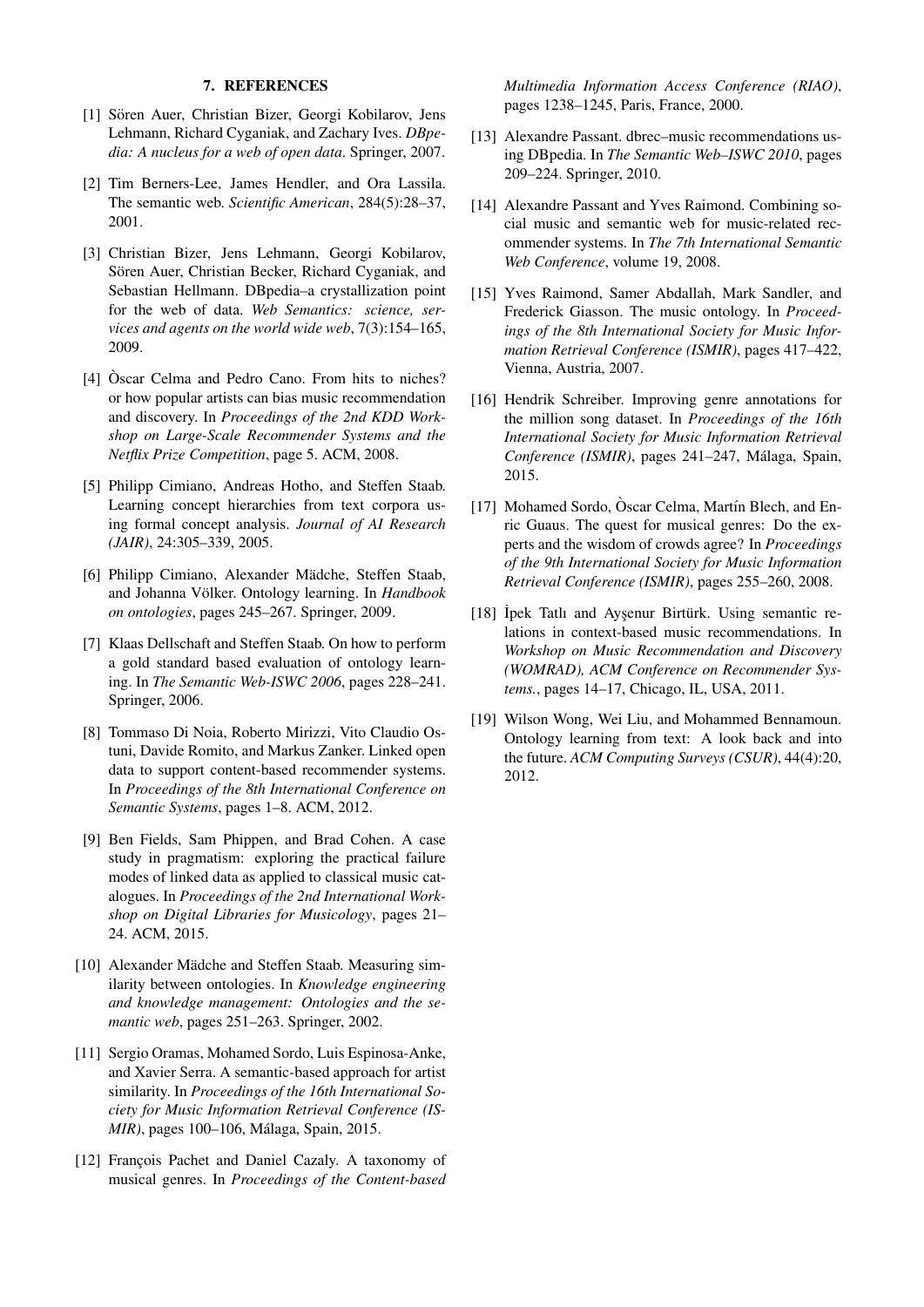## 7. REFERENCES

[1] Sören Auer, Christian Bizer, Georgi Kobilarov, Jens Lehmann, Richard Cyganiak, and Zachary Ives. *DBpedia: A nucleus for a web of open data*. Springer, 2007.

[2] Tim Berners-Lee, James Hendler, and Ora Lassila. The semantic web. *Scientific American*, 284(5):28–37, 2001.

[3] Christian Bizer, Jens Lehmann, Georgi Kobilarov, Sören Auer, Christian Becker, Richard Cyganiak, and Sebastian Hellmann. DBpedia–a crystallization point for the web of data. *Web Semantics: science, services and agents on the world wide web*, 7(3):154–165, 2009.

[4] Òscar Celma and Pedro Cano. From hits to niches? or how popular artists can bias music recommendation and discovery. In *Proceedings of the 2nd KDD Workshop on Large-Scale Recommender Systems and the Netflix Prize Competition*, page 5. ACM, 2008.

[5] Philipp Cimiano, Andreas Hotho, and Steffen Staab. Learning concept hierarchies from text corpora using formal concept analysis. *Journal of AI Research (JAIR)*, 24:305–339, 2005.

[6] Philipp Cimiano, Alexander Mädche, Steffen Staab, and Johanna Völker. Ontology learning. In *Handbook on ontologies*, pages 245–267. Springer, 2009.

[7] Klaas Dellschaft and Steffen Staab. On how to perform a gold standard based evaluation of ontology learning. In *The Semantic Web-ISWC 2006*, pages 228–241. Springer, 2006.

[8] Tommaso Di Noia, Roberto Mirizzi, Vito Claudio Ostuni, Davide Romito, and Markus Zanker. Linked open data to support content-based recommender systems. In *Proceedings of the 8th International Conference on Semantic Systems*, pages 1–8. ACM, 2012.

[9] Ben Fields, Sam Phippen, and Brad Cohen. A case study in pragmatism: exploring the practical failure modes of linked data as applied to classical music catalogues. In *Proceedings of the 2nd International Workshop on Digital Libraries for Musicology*, pages 21–24. ACM, 2015.

[10] Alexander Mädche and Steffen Staab. Measuring similarity between ontologies. In *Knowledge engineering and knowledge management: Ontologies and the semantic web*, pages 251–263. Springer, 2002.

[11] Sergio Oramas, Mohamed Sordo, Luis Espinosa-Anke, and Xavier Serra. A semantic-based approach for artist similarity. In *Proceedings of the 16th International Society for Music Information Retrieval Conference (ISMIR)*, pages 100–106, Málaga, Spain, 2015.

[12] François Pachet and Daniel Cazaly. A taxonomy of musical genres. In *Proceedings of the Content-based Multimedia Information Access Conference (RIAO)*, pages 1238–1245, Paris, France, 2000.

[13] Alexandre Passant. dbrec–music recommendations using DBpedia. In *The Semantic Web–ISWC 2010*, pages 209–224. Springer, 2010.

[14] Alexandre Passant and Yves Raimond. Combining social music and semantic web for music-related recommender systems. In *The 7th International Semantic Web Conference*, volume 19, 2008.

[15] Yves Raimond, Samer Abdallah, Mark Sandler, and Frederick Giasson. The music ontology. In *Proceedings of the 8th International Society for Music Information Retrieval Conference (ISMIR)*, pages 417–422, Vienna, Austria, 2007.

[16] Hendrik Schreiber. Improving genre annotations for the million song dataset. In *Proceedings of the 16th International Society for Music Information Retrieval Conference (ISMIR)*, pages 241–247, Málaga, Spain, 2015.

[17] Mohamed Sordo, Òscar Celma, Martín Blech, and Enric Guaus. The quest for musical genres: Do the experts and the wisdom of crowds agree? In *Proceedings of the 9th International Society for Music Information Retrieval Conference (ISMIR)*, pages 255–260, 2008.

[18] İpek Tatlı and Ayşenur Birtürk. Using semantic relations in context-based music recommendations. In *Workshop on Music Recommendation and Discovery (WOMRAD), ACM Conference on Recommender Systems.*, pages 14–17, Chicago, IL, USA, 2011.

[19] Wilson Wong, Wei Liu, and Mohammed Bennamoun. Ontology learning from text: A look back and into the future. *ACM Computing Surveys (CSUR)*, 44(4):20, 2012.